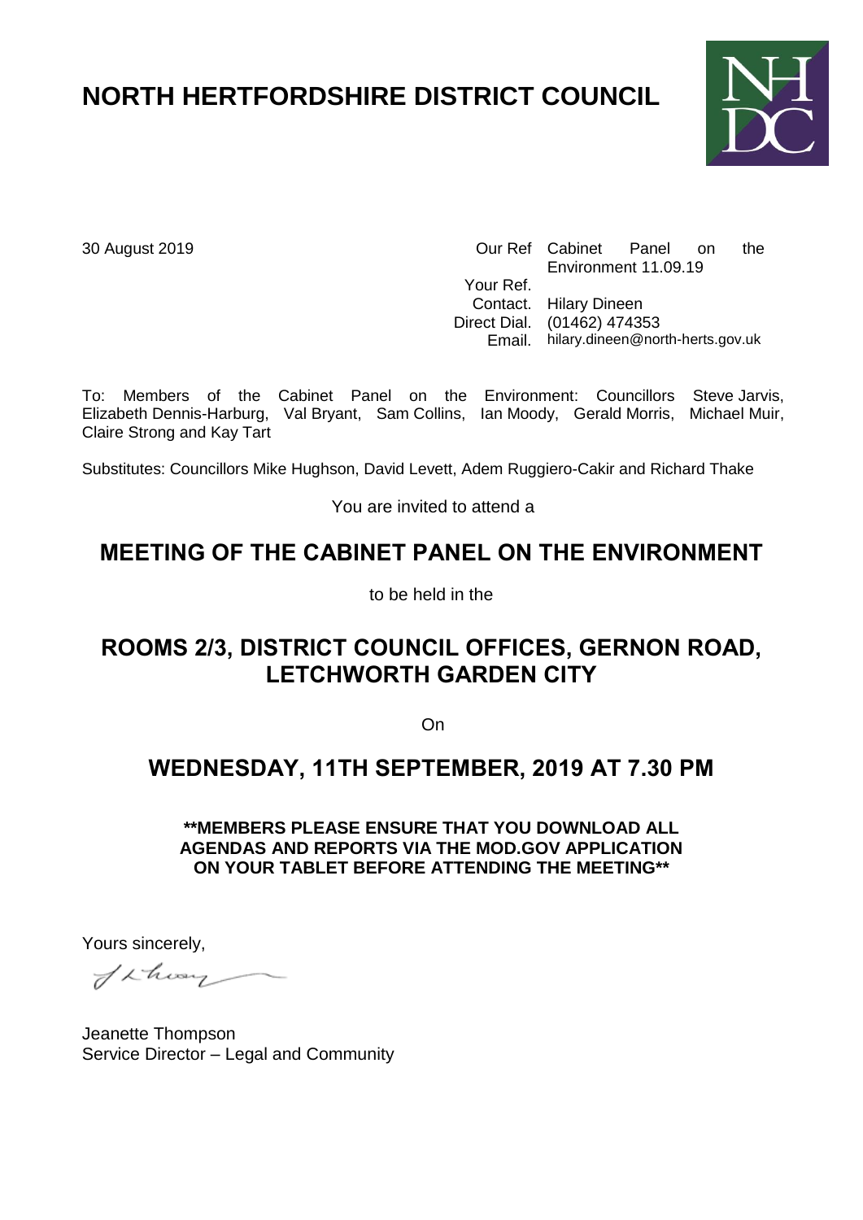# NORTH HERTFORDSHIRE DISTRICT COUNCIL

30 August 2019

| | |
|---|---|
| Our Ref | Cabinet Panel on the Environment 11.09.19 |
| Your Ref. | |
| Contact. | Hilary Dineen |
| Direct Dial. | (01462) 474353 |
| Email. | hilary.dineen@north-herts.gov.uk |

To: Members of the Cabinet Panel on the Environment: Councillors Steve Jarvis, Elizabeth Dennis-Harburg, Val Bryant, Sam Collins, Ian Moody, Gerald Morris, Michael Muir, Claire Strong and Kay Tart

Substitutes: Councillors Mike Hughson, David Levett, Adem Ruggiero-Cakir and Richard Thake

You are invited to attend a

## MEETING OF THE CABINET PANEL ON THE ENVIRONMENT

to be held in the

## ROOMS 2/3, DISTRICT COUNCIL OFFICES, GERNON ROAD, LETCHWORTH GARDEN CITY

On

## WEDNESDAY, 11TH SEPTEMBER, 2019 AT 7.30 PM

**\*\*MEMBERS PLEASE ENSURE THAT YOU DOWNLOAD ALL AGENDAS AND REPORTS VIA THE MOD.GOV APPLICATION ON YOUR TABLET BEFORE ATTENDING THE MEETING\*\***

Yours sincerely,

Jeanette Thompson
Service Director – Legal and Community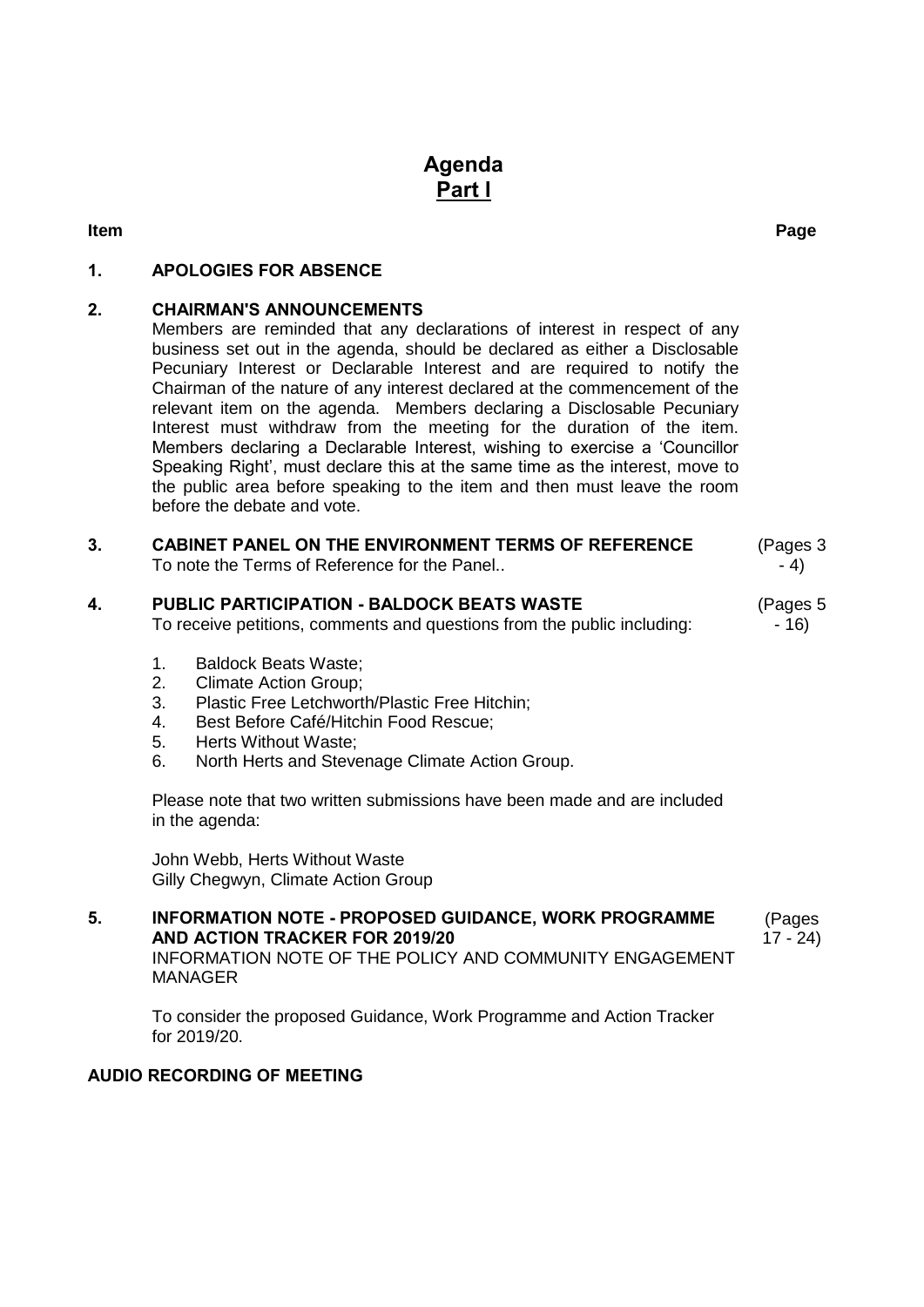# Agenda
## Part I

| Item | | Page |
|---|---|---|
| **1.** | **APOLOGIES FOR ABSENCE** | |
| **2.** | **CHAIRMAN'S ANNOUNCEMENTS**<br>Members are reminded that any declarations of interest in respect of any business set out in the agenda, should be declared as either a Disclosable Pecuniary Interest or Declarable Interest and are required to notify the Chairman of the nature of any interest declared at the commencement of the relevant item on the agenda. Members declaring a Disclosable Pecuniary Interest must withdraw from the meeting for the duration of the item. Members declaring a Declarable Interest, wishing to exercise a 'Councillor Speaking Right', must declare this at the same time as the interest, move to the public area before speaking to the item and then must leave the room before the debate and vote. | |
| **3.** | **CABINET PANEL ON THE ENVIRONMENT TERMS OF REFERENCE**<br>To note the Terms of Reference for the Panel.. | (Pages 3 - 4) |
| **4.** | **PUBLIC PARTICIPATION - BALDOCK BEATS WASTE**<br>To receive petitions, comments and questions from the public including:<br><br>1. Baldock Beats Waste;<br>2. Climate Action Group;<br>3. Plastic Free Letchworth/Plastic Free Hitchin;<br>4. Best Before Café/Hitchin Food Rescue;<br>5. Herts Without Waste;<br>6. North Herts and Stevenage Climate Action Group.<br><br>Please note that two written submissions have been made and are included in the agenda:<br><br>John Webb, Herts Without Waste<br>Gilly Chegwyn, Climate Action Group | (Pages 5 - 16) |
| **5.** | **INFORMATION NOTE - PROPOSED GUIDANCE, WORK PROGRAMME AND ACTION TRACKER FOR 2019/20**<br>INFORMATION NOTE OF THE POLICY AND COMMUNITY ENGAGEMENT MANAGER<br><br>To consider the proposed Guidance, Work Programme and Action Tracker for 2019/20. | (Pages 17 - 24) |

**AUDIO RECORDING OF MEETING**